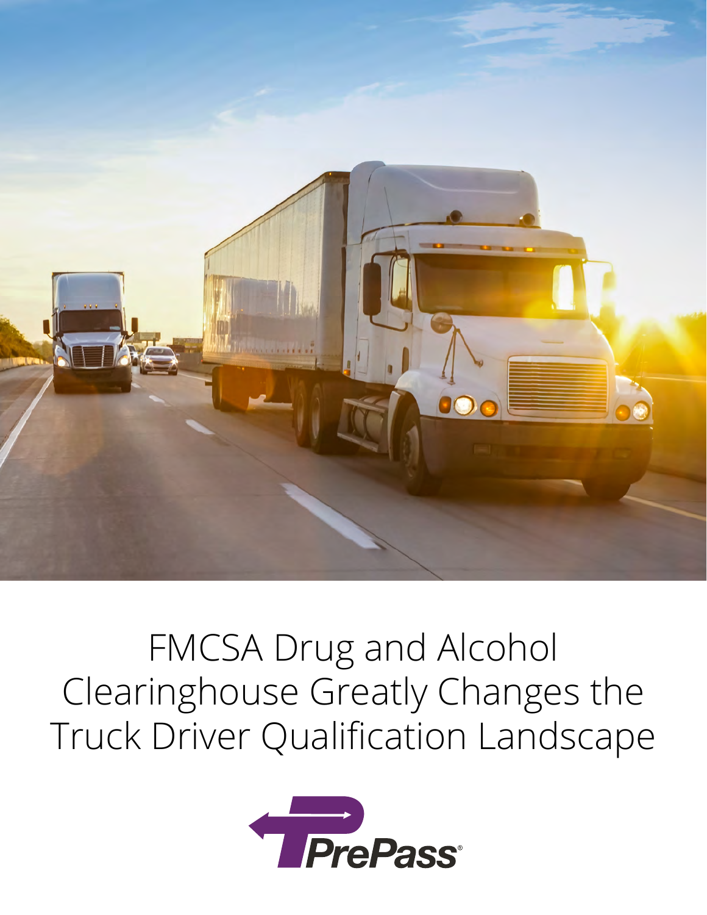# FMCSA Drug and Alcohol Clearinghouse Greatly Changes the Truck Driver Qualification Landscape

PrePass®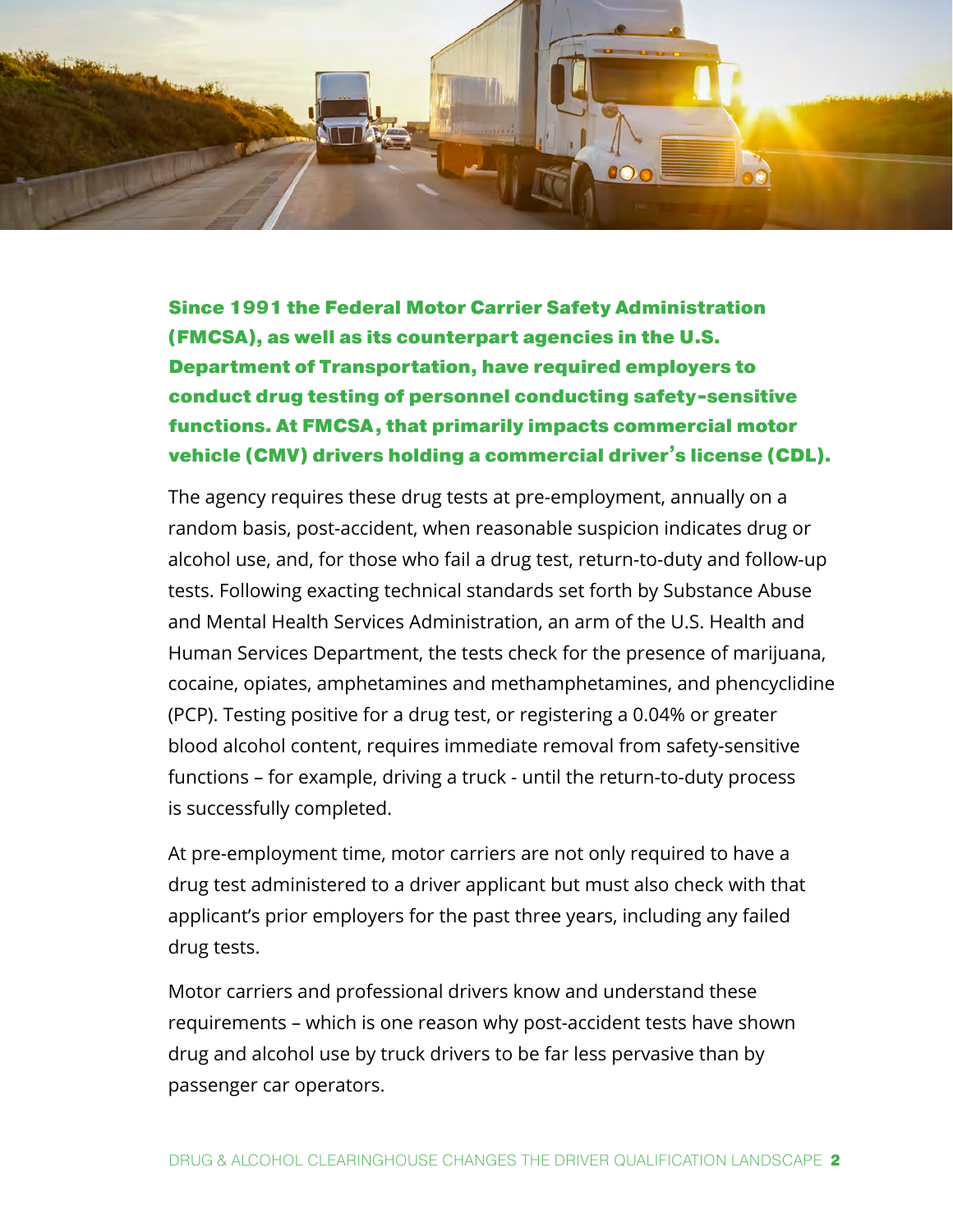**Since 1991 the Federal Motor Carrier Safety Administration (FMCSA), as well as its counterpart agencies in the U.S. Department of Transportation, have required employers to conduct drug testing of personnel conducting safety-sensitive functions. At FMCSA, that primarily impacts commercial motor vehicle (CMV) drivers holding a commercial driver's license (CDL).**

The agency requires these drug tests at pre-employment, annually on a random basis, post-accident, when reasonable suspicion indicates drug or alcohol use, and, for those who fail a drug test, return-to-duty and follow-up tests. Following exacting technical standards set forth by Substance Abuse and Mental Health Services Administration, an arm of the U.S. Health and Human Services Department, the tests check for the presence of marijuana, cocaine, opiates, amphetamines and methamphetamines, and phencyclidine (PCP). Testing positive for a drug test, or registering a 0.04% or greater blood alcohol content, requires immediate removal from safety-sensitive functions – for example, driving a truck - until the return-to-duty process is successfully completed.

At pre-employment time, motor carriers are not only required to have a drug test administered to a driver applicant but must also check with that applicant's prior employers for the past three years, including any failed drug tests.

Motor carriers and professional drivers know and understand these requirements – which is one reason why post-accident tests have shown drug and alcohol use by truck drivers to be far less pervasive than by passenger car operators.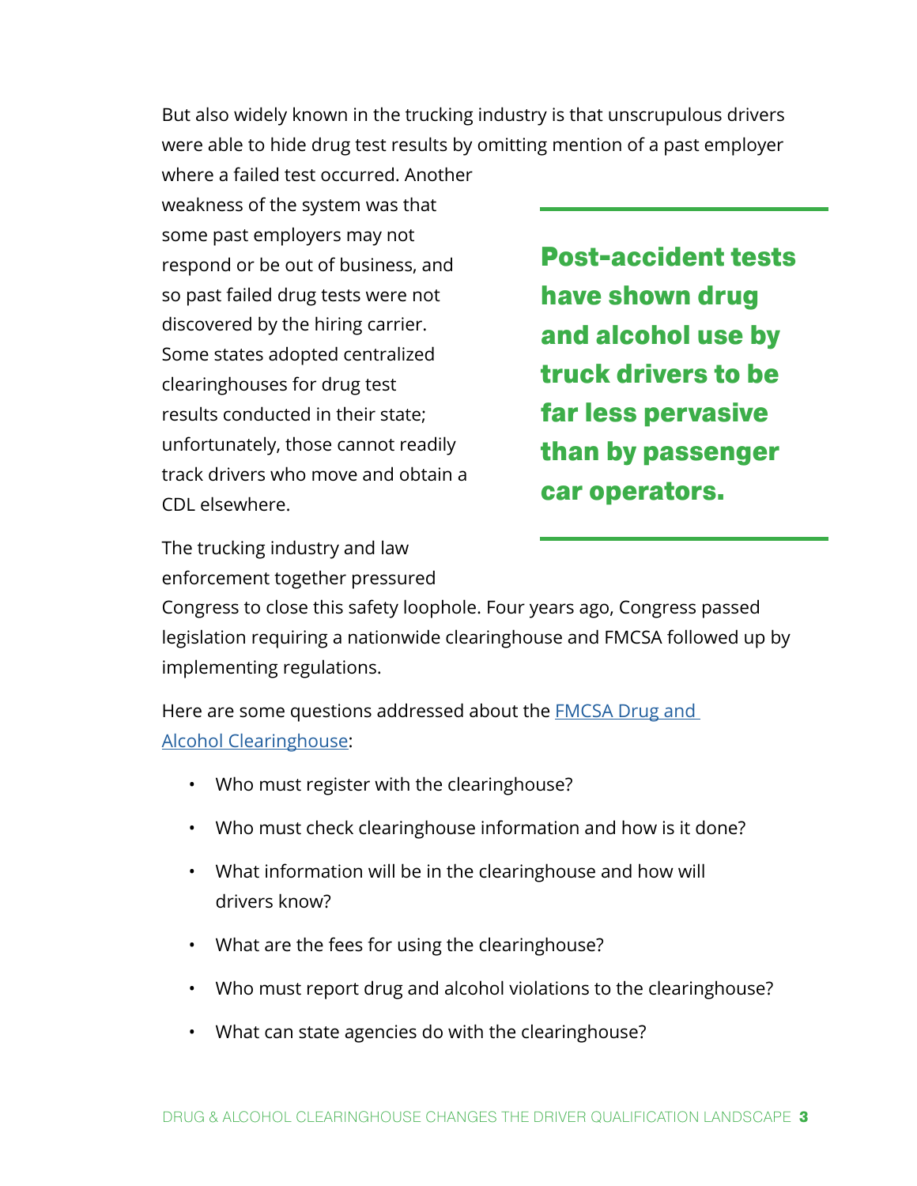But also widely known in the trucking industry is that unscrupulous drivers were able to hide drug test results by omitting mention of a past employer where a failed test occurred. Another weakness of the system was that some past employers may not respond or be out of business, and so past failed drug tests were not discovered by the hiring carrier. Some states adopted centralized clearinghouses for drug test results conducted in their state; unfortunately, those cannot readily track drivers who move and obtain a CDL elsewhere.

> **Post-accident tests have shown drug and alcohol use by truck drivers to be far less pervasive than by passenger car operators.**

The trucking industry and law enforcement together pressured Congress to close this safety loophole. Four years ago, Congress passed legislation requiring a nationwide clearinghouse and FMCSA followed up by implementing regulations.

Here are some questions addressed about the [FMCSA Drug and Alcohol Clearinghouse]():

- Who must register with the clearinghouse?
- Who must check clearinghouse information and how is it done?
- What information will be in the clearinghouse and how will drivers know?
- What are the fees for using the clearinghouse?
- Who must report drug and alcohol violations to the clearinghouse?
- What can state agencies do with the clearinghouse?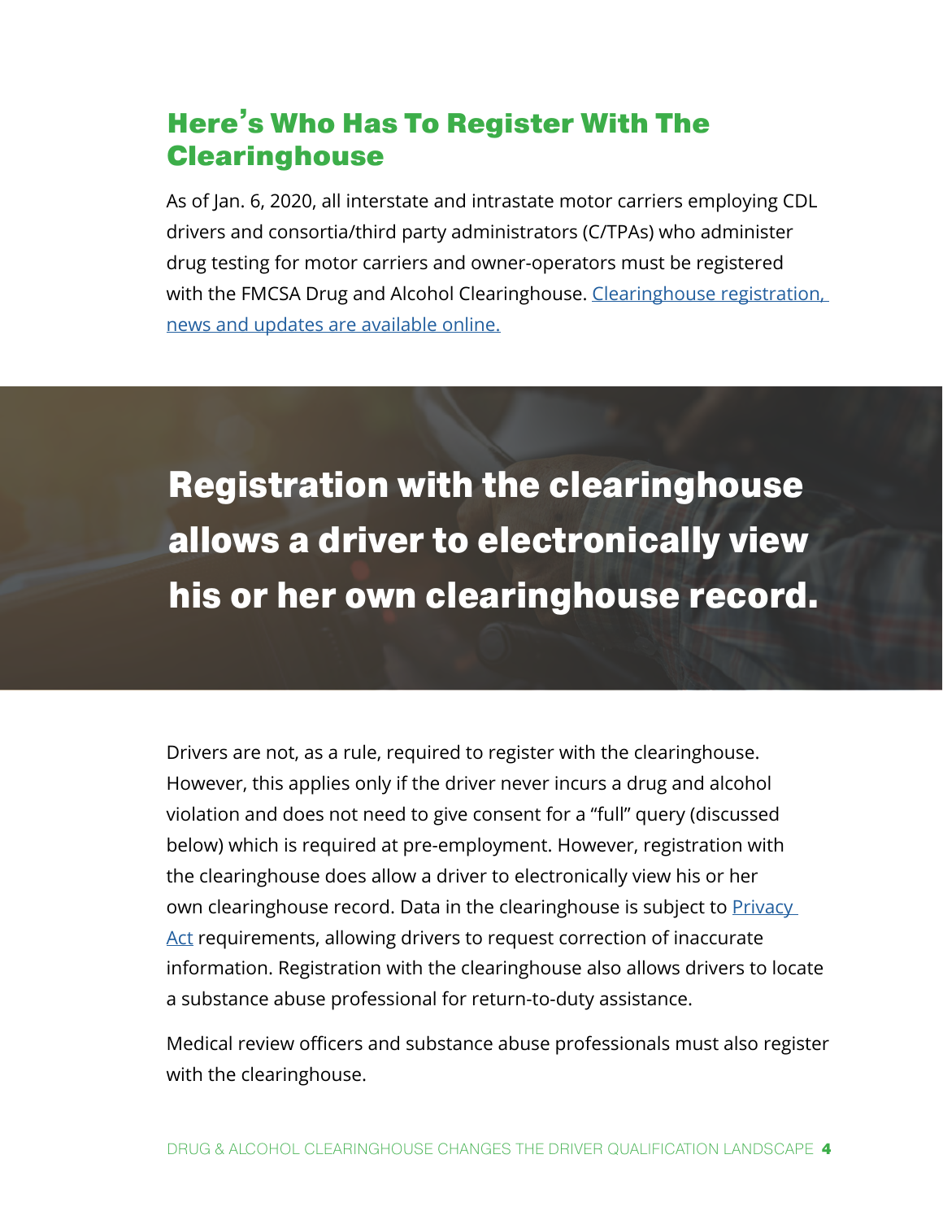## Here's Who Has To Register With The Clearinghouse

As of Jan. 6, 2020, all interstate and intrastate motor carriers employing CDL drivers and consortia/third party administrators (C/TPAs) who administer drug testing for motor carriers and owner-operators must be registered with the FMCSA Drug and Alcohol Clearinghouse. Clearinghouse registration, news and updates are available online.

> **Registration with the clearinghouse allows a driver to electronically view his or her own clearinghouse record.**

Drivers are not, as a rule, required to register with the clearinghouse. However, this applies only if the driver never incurs a drug and alcohol violation and does not need to give consent for a "full" query (discussed below) which is required at pre-employment. However, registration with the clearinghouse does allow a driver to electronically view his or her own clearinghouse record. Data in the clearinghouse is subject to Privacy Act requirements, allowing drivers to request correction of inaccurate information. Registration with the clearinghouse also allows drivers to locate a substance abuse professional for return-to-duty assistance.

Medical review officers and substance abuse professionals must also register with the clearinghouse.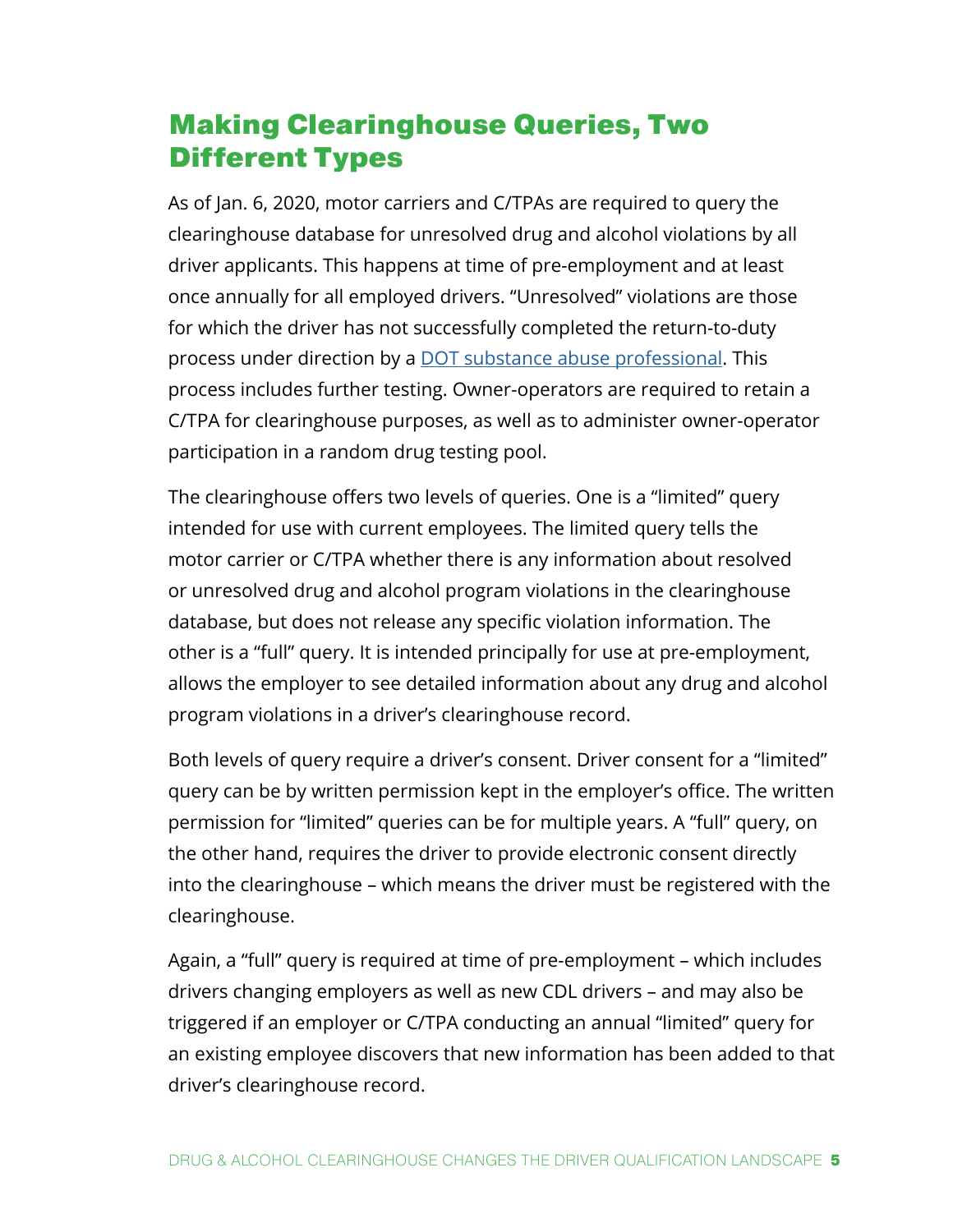## Making Clearinghouse Queries, Two Different Types

As of Jan. 6, 2020, motor carriers and C/TPAs are required to query the clearinghouse database for unresolved drug and alcohol violations by all driver applicants. This happens at time of pre-employment and at least once annually for all employed drivers. "Unresolved" violations are those for which the driver has not successfully completed the return-to-duty process under direction by a DOT substance abuse professional. This process includes further testing. Owner-operators are required to retain a C/TPA for clearinghouse purposes, as well as to administer owner-operator participation in a random drug testing pool.

The clearinghouse offers two levels of queries. One is a "limited" query intended for use with current employees. The limited query tells the motor carrier or C/TPA whether there is any information about resolved or unresolved drug and alcohol program violations in the clearinghouse database, but does not release any specific violation information. The other is a "full" query. It is intended principally for use at pre-employment, allows the employer to see detailed information about any drug and alcohol program violations in a driver's clearinghouse record.

Both levels of query require a driver's consent. Driver consent for a "limited" query can be by written permission kept in the employer's office. The written permission for "limited" queries can be for multiple years. A "full" query, on the other hand, requires the driver to provide electronic consent directly into the clearinghouse – which means the driver must be registered with the clearinghouse.

Again, a "full" query is required at time of pre-employment – which includes drivers changing employers as well as new CDL drivers – and may also be triggered if an employer or C/TPA conducting an annual "limited" query for an existing employee discovers that new information has been added to that driver's clearinghouse record.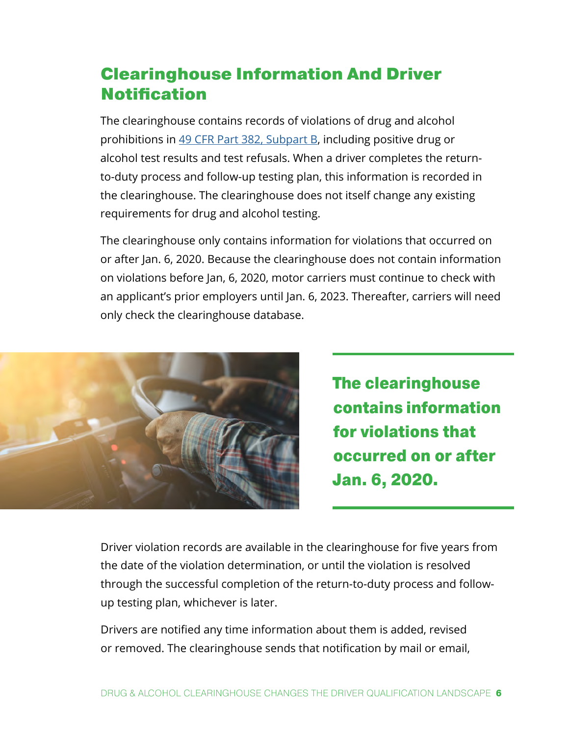## Clearinghouse Information And Driver Notification

The clearinghouse contains records of violations of drug and alcohol prohibitions in [49 CFR Part 382, Subpart B](), including positive drug or alcohol test results and test refusals. When a driver completes the return-to-duty process and follow-up testing plan, this information is recorded in the clearinghouse. The clearinghouse does not itself change any existing requirements for drug and alcohol testing.

The clearinghouse only contains information for violations that occurred on or after Jan. 6, 2020. Because the clearinghouse does not contain information on violations before Jan, 6, 2020, motor carriers must continue to check with an applicant's prior employers until Jan. 6, 2023. Thereafter, carriers will need only check the clearinghouse database.

**The clearinghouse contains information for violations that occurred on or after Jan. 6, 2020.**

Driver violation records are available in the clearinghouse for five years from the date of the violation determination, or until the violation is resolved through the successful completion of the return-to-duty process and follow-up testing plan, whichever is later.

Drivers are notified any time information about them is added, revised or removed. The clearinghouse sends that notification by mail or email,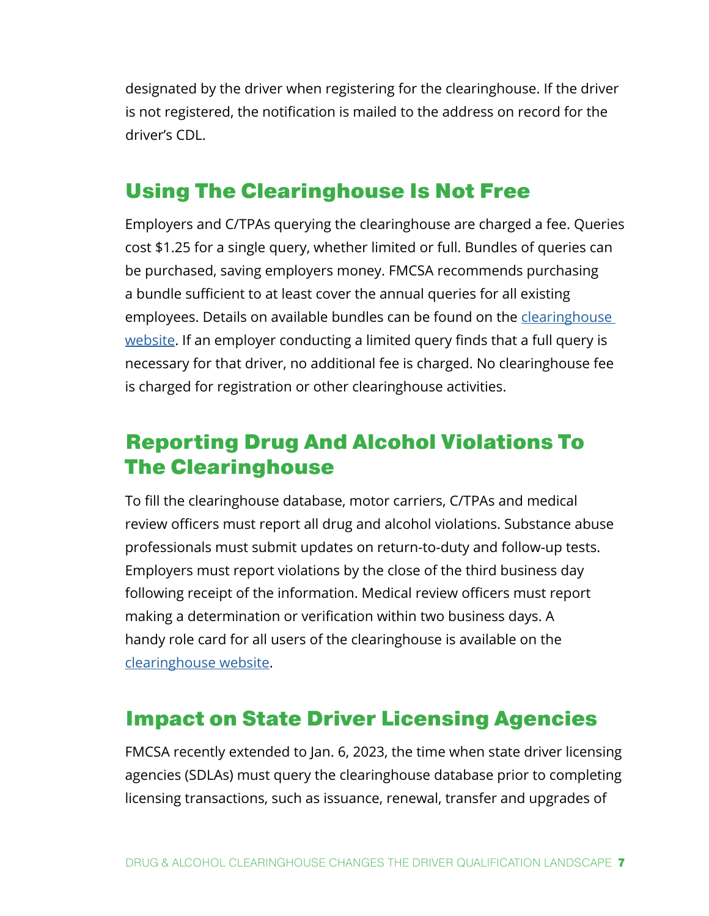designated by the driver when registering for the clearinghouse. If the driver is not registered, the notification is mailed to the address on record for the driver's CDL.

## Using The Clearinghouse Is Not Free

Employers and C/TPAs querying the clearinghouse are charged a fee. Queries cost $1.25 for a single query, whether limited or full. Bundles of queries can be purchased, saving employers money. FMCSA recommends purchasing a bundle sufficient to at least cover the annual queries for all existing employees. Details on available bundles can be found on the clearinghouse website. If an employer conducting a limited query finds that a full query is necessary for that driver, no additional fee is charged. No clearinghouse fee is charged for registration or other clearinghouse activities.

## Reporting Drug And Alcohol Violations To The Clearinghouse

To fill the clearinghouse database, motor carriers, C/TPAs and medical review officers must report all drug and alcohol violations. Substance abuse professionals must submit updates on return-to-duty and follow-up tests. Employers must report violations by the close of the third business day following receipt of the information. Medical review officers must report making a determination or verification within two business days. A handy role card for all users of the clearinghouse is available on the clearinghouse website.

## Impact on State Driver Licensing Agencies

FMCSA recently extended to Jan. 6, 2023, the time when state driver licensing agencies (SDLAs) must query the clearinghouse database prior to completing licensing transactions, such as issuance, renewal, transfer and upgrades of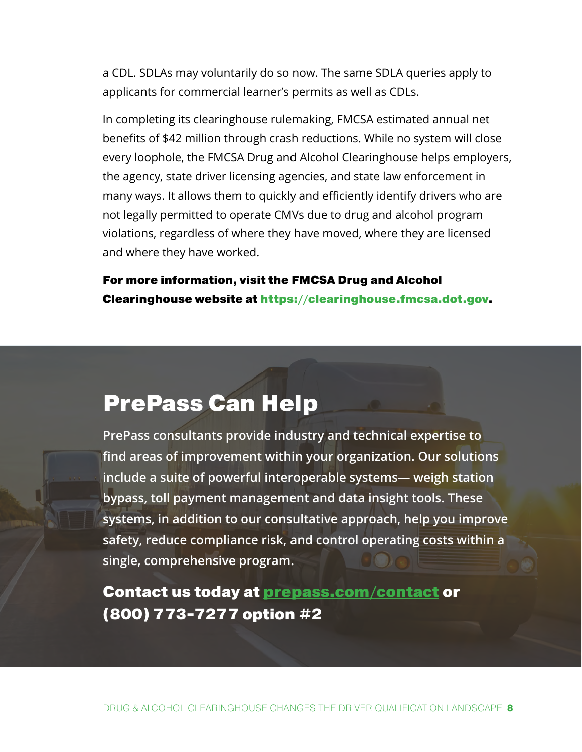a CDL. SDLAs may voluntarily do so now. The same SDLA queries apply to applicants for commercial learner's permits as well as CDLs.

In completing its clearinghouse rulemaking, FMCSA estimated annual net benefits of $42 million through crash reductions. While no system will close every loophole, the FMCSA Drug and Alcohol Clearinghouse helps employers, the agency, state driver licensing agencies, and state law enforcement in many ways. It allows them to quickly and efficiently identify drivers who are not legally permitted to operate CMVs due to drug and alcohol program violations, regardless of where they have moved, where they are licensed and where they have worked.

**For more information, visit the FMCSA Drug and Alcohol Clearinghouse website at https://clearinghouse.fmcsa.dot.gov.**

## PrePass Can Help

**PrePass consultants provide industry and technical expertise to find areas of improvement within your organization. Our solutions include a suite of powerful interoperable systems— weigh station bypass, toll payment management and data insight tools. These systems, in addition to our consultative approach, help you improve safety, reduce compliance risk, and control operating costs within a single, comprehensive program.**

**Contact us today at prepass.com/contact or (800) 773-7277 option #2**